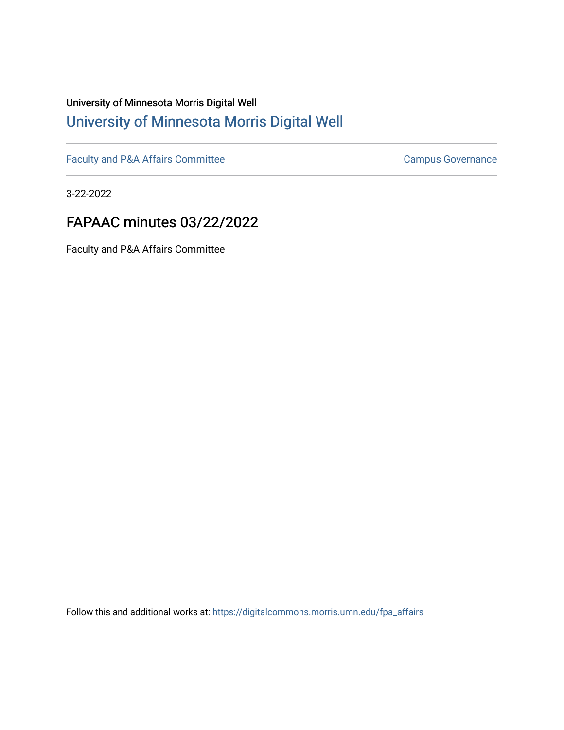University of Minnesota Morris Digital Well

## University of Minnesota Morris Digital Well

Faculty and P&A Affairs Committee | Campus Governance

3-22-2022

# FAPAAC minutes 03/22/2022

Faculty and P&A Affairs Committee

Follow this and additional works at: https://digitalcommons.morris.umn.edu/fpa_affairs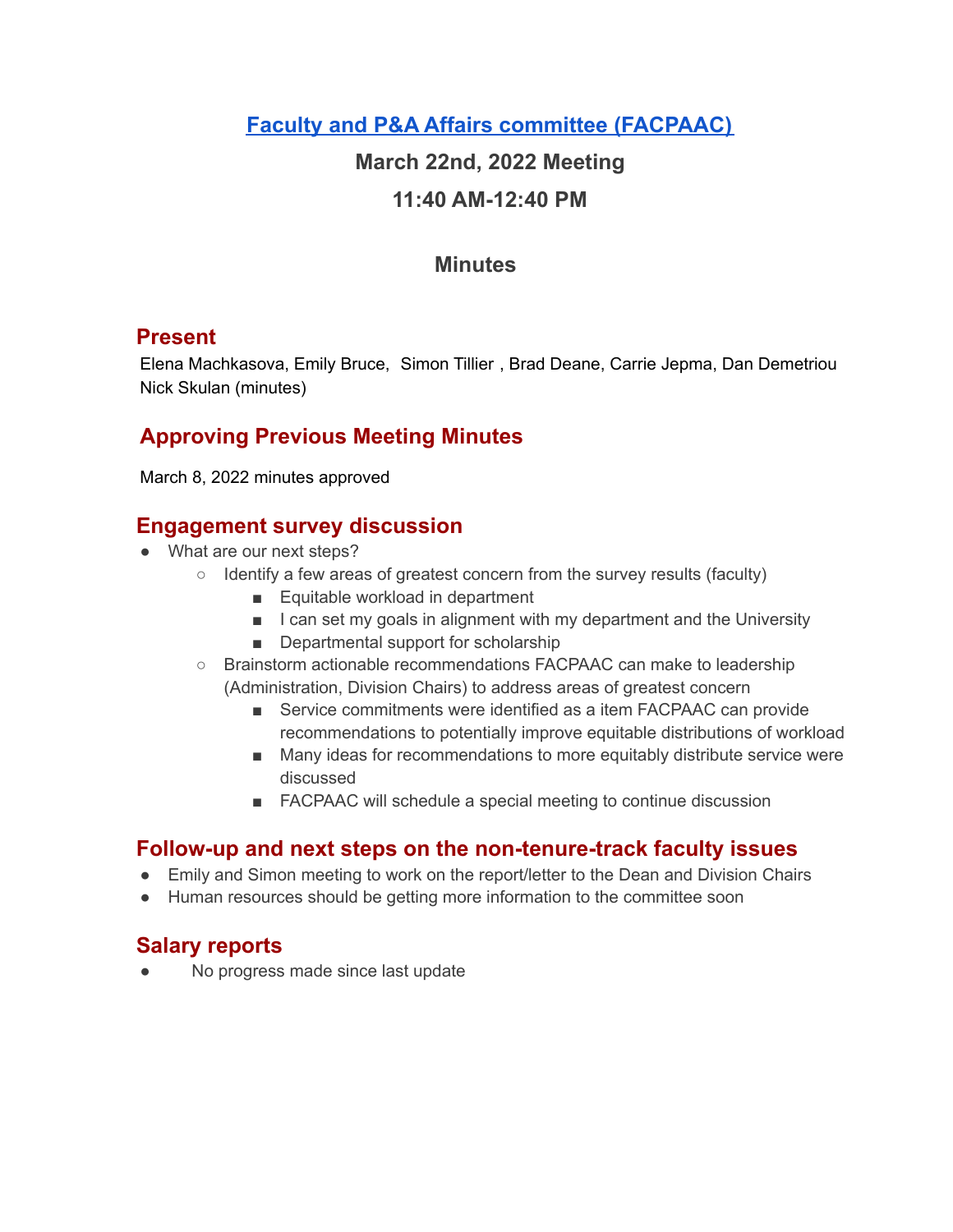# [Faculty and P&A Affairs committee (FACPAAC)]

## March 22nd, 2022 Meeting

## 11:40 AM-12:40 PM

## Minutes

### Present

Elena Machkasova, Emily Bruce, Simon Tillier , Brad Deane, Carrie Jepma, Dan Demetriou Nick Skulan (minutes)

### Approving Previous Meeting Minutes

March 8, 2022 minutes approved

### Engagement survey discussion

- What are our next steps?
  - Identify a few areas of greatest concern from the survey results (faculty)
    - Equitable workload in department
    - I can set my goals in alignment with my department and the University
    - Departmental support for scholarship
  - Brainstorm actionable recommendations FACPAAC can make to leadership (Administration, Division Chairs) to address areas of greatest concern
    - Service commitments were identified as a item FACPAAC can provide recommendations to potentially improve equitable distributions of workload
    - Many ideas for recommendations to more equitably distribute service were discussed
    - FACPAAC will schedule a special meeting to continue discussion

### Follow-up and next steps on the non-tenure-track faculty issues

- Emily and Simon meeting to work on the report/letter to the Dean and Division Chairs
- Human resources should be getting more information to the committee soon

### Salary reports

- No progress made since last update